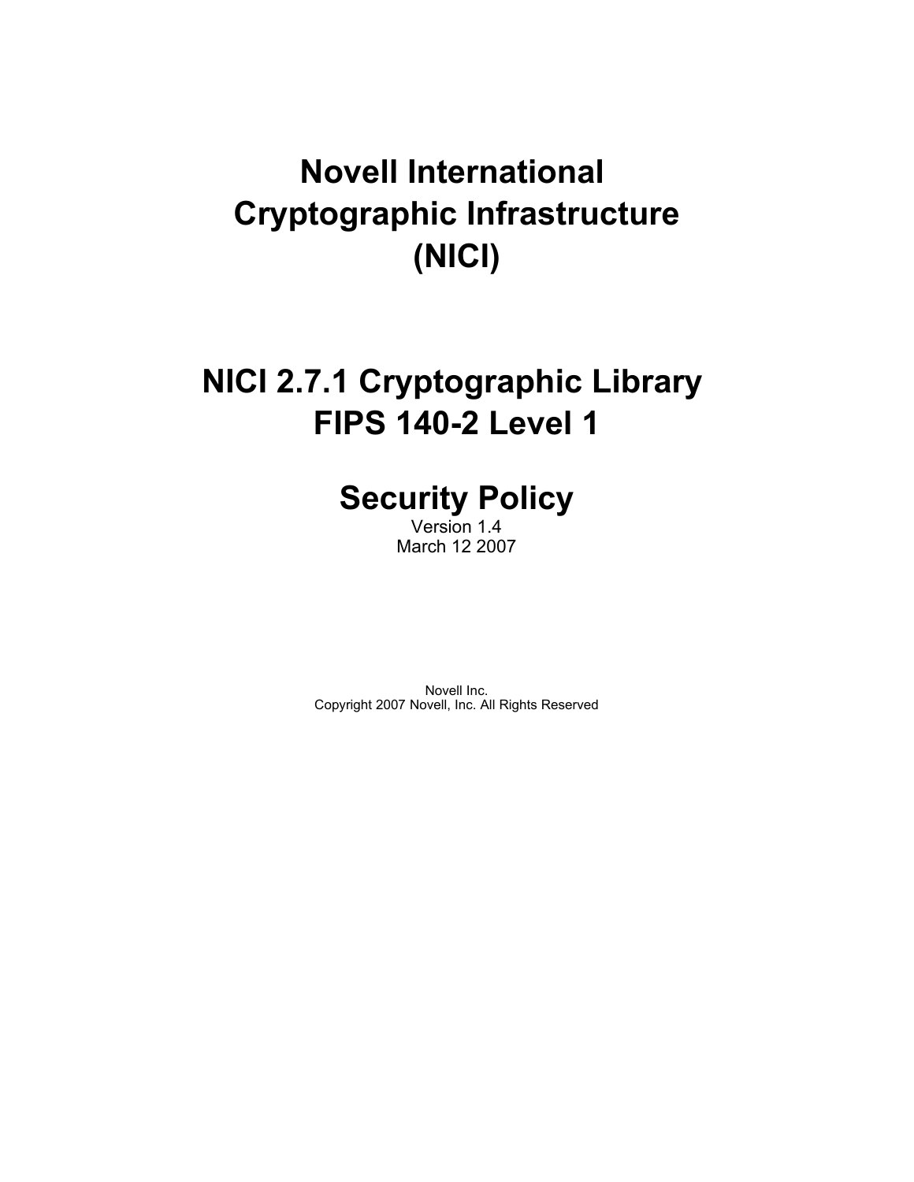# Novell International Cryptographic Infrastructure (NICI)

# NICI 2.7.1 Cryptographic Library FIPS 140-2 Level 1

# Security Policy

Version 1.4
March 12 2007

Novell Inc.
Copyright 2007 Novell, Inc. All Rights Reserved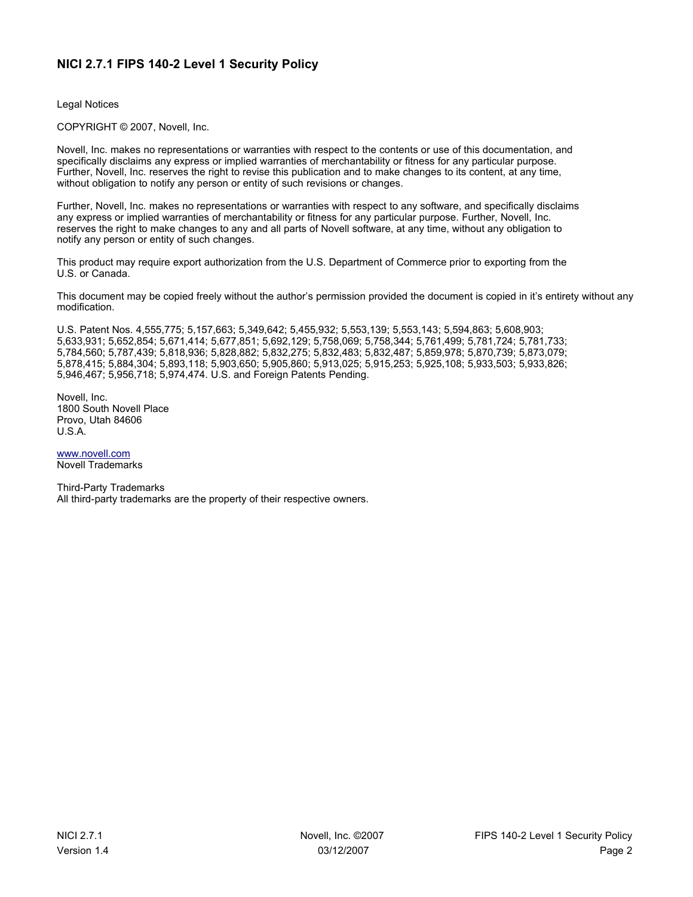## NICI 2.7.1 FIPS 140-2 Level 1 Security Policy

Legal Notices

COPYRIGHT © 2007, Novell, Inc.

Novell, Inc. makes no representations or warranties with respect to the contents or use of this documentation, and specifically disclaims any express or implied warranties of merchantability or fitness for any particular purpose. Further, Novell, Inc. reserves the right to revise this publication and to make changes to its content, at any time, without obligation to notify any person or entity of such revisions or changes.

Further, Novell, Inc. makes no representations or warranties with respect to any software, and specifically disclaims any express or implied warranties of merchantability or fitness for any particular purpose. Further, Novell, Inc. reserves the right to make changes to any and all parts of Novell software, at any time, without any obligation to notify any person or entity of such changes.

This product may require export authorization from the U.S. Department of Commerce prior to exporting from the U.S. or Canada.

This document may be copied freely without the author's permission provided the document is copied in it's entirety without any modification.

U.S. Patent Nos. 4,555,775; 5,157,663; 5,349,642; 5,455,932; 5,553,139; 5,553,143; 5,594,863; 5,608,903; 5,633,931; 5,652,854; 5,671,414; 5,677,851; 5,692,129; 5,758,069; 5,758,344; 5,761,499; 5,781,724; 5,781,733; 5,784,560; 5,787,439; 5,818,936; 5,828,882; 5,832,275; 5,832,483; 5,832,487; 5,859,978; 5,870,739; 5,873,079; 5,878,415; 5,884,304; 5,893,118; 5,903,650; 5,905,860; 5,913,025; 5,915,253; 5,925,108; 5,933,503; 5,933,826; 5,946,467; 5,956,718; 5,974,474. U.S. and Foreign Patents Pending.

Novell, Inc.
1800 South Novell Place
Provo, Utah 84606
U.S.A.

www.novell.com
Novell Trademarks

Third-Party Trademarks
All third-party trademarks are the property of their respective owners.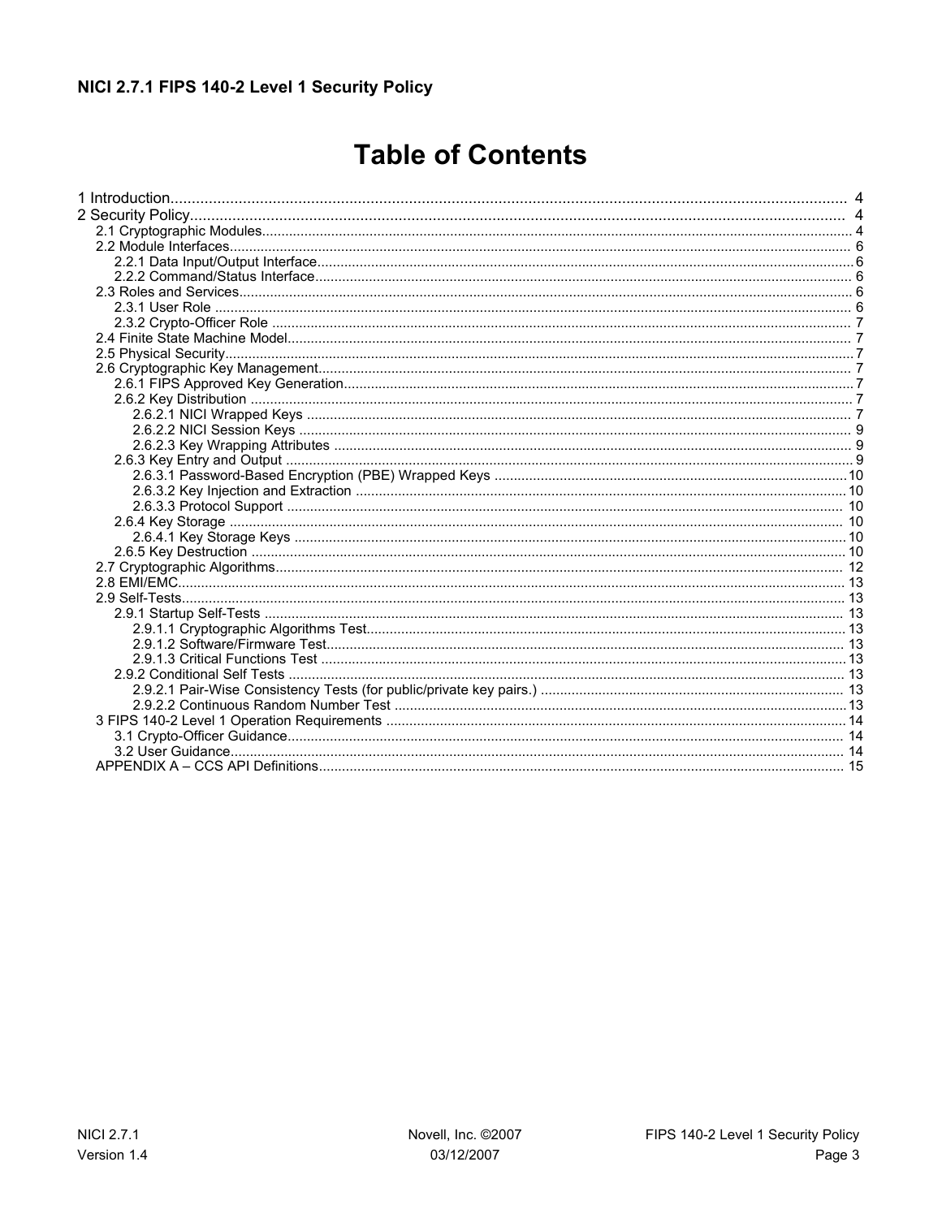# Table of Contents

1 Introduction ........................................................ 4
2 Security Policy ........................................................ 4
- 2.1 Cryptographic Modules ........................................................ 4
- 2.2 Module Interfaces ........................................................ 6
  - 2.2.1 Data Input/Output Interface ........................................................ 6
  - 2.2.2 Command/Status Interface ........................................................ 6
- 2.3 Roles and Services ........................................................ 6
  - 2.3.1 User Role ........................................................ 6
  - 2.3.2 Crypto-Officer Role ........................................................ 7
- 2.4 Finite State Machine Model ........................................................ 7
- 2.5 Physical Security ........................................................ 7
- 2.6 Cryptographic Key Management ........................................................ 7
  - 2.6.1 FIPS Approved Key Generation ........................................................ 7
  - 2.6.2 Key Distribution ........................................................ 7
    - 2.6.2.1 NICI Wrapped Keys ........................................................ 7
    - 2.6.2.2 NICI Session Keys ........................................................ 9
    - 2.6.2.3 Key Wrapping Attributes ........................................................ 9
  - 2.6.3 Key Entry and Output ........................................................ 9
    - 2.6.3.1 Password-Based Encryption (PBE) Wrapped Keys ........................................................ 10
    - 2.6.3.2 Key Injection and Extraction ........................................................ 10
    - 2.6.3.3 Protocol Support ........................................................ 10
  - 2.6.4 Key Storage ........................................................ 10
    - 2.6.4.1 Key Storage Keys ........................................................ 10
  - 2.6.5 Key Destruction ........................................................ 10
- 2.7 Cryptographic Algorithms ........................................................ 12
- 2.8 EMI/EMC ........................................................ 13
- 2.9 Self-Tests ........................................................ 13
  - 2.9.1 Startup Self-Tests ........................................................ 13
    - 2.9.1.1 Cryptographic Algorithms Test ........................................................ 13
    - 2.9.1.2 Software/Firmware Test ........................................................ 13
    - 2.9.1.3 Critical Functions Test ........................................................ 13
  - 2.9.2 Conditional Self Tests ........................................................ 13
    - 2.9.2.1 Pair-Wise Consistency Tests (for public/private key pairs.) ........................................................ 13
    - 2.9.2.2 Continuous Random Number Test ........................................................ 13
- 3 FIPS 140-2 Level 1 Operation Requirements ........................................................ 14
  - 3.1 Crypto-Officer Guidance ........................................................ 14
  - 3.2 User Guidance ........................................................ 14
- APPENDIX A – CCS API Definitions ........................................................ 15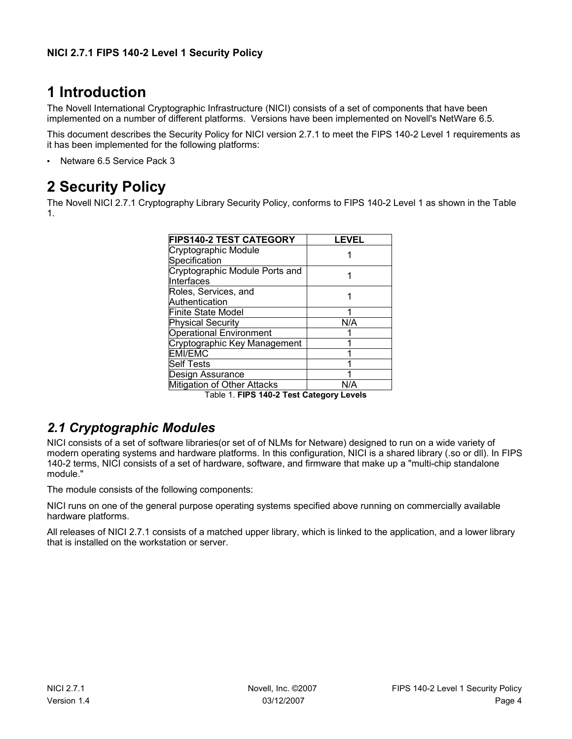# 1 Introduction

The Novell International Cryptographic Infrastructure (NICI) consists of a set of components that have been implemented on a number of different platforms. Versions have been implemented on Novell's NetWare 6.5.

This document describes the Security Policy for NICI version 2.7.1 to meet the FIPS 140-2 Level 1 requirements as it has been implemented for the following platforms:

- Netware 6.5 Service Pack 3

# 2 Security Policy

The Novell NICI 2.7.1 Cryptography Library Security Policy, conforms to FIPS 140-2 Level 1 as shown in the Table 1.

| FIPS140-2 TEST CATEGORY | LEVEL |
|---|---|
| Cryptographic Module Specification | 1 |
| Cryptographic Module Ports and Interfaces | 1 |
| Roles, Services, and Authentication | 1 |
| Finite State Model | 1 |
| Physical Security | N/A |
| Operational Environment | 1 |
| Cryptographic Key Management | 1 |
| EMI/EMC | 1 |
| Self Tests | 1 |
| Design Assurance | 1 |
| Mitigation of Other Attacks | N/A |

Table 1. **FIPS 140-2 Test Category Levels**

## *2.1 Cryptographic Modules*

NICI consists of a set of software libraries(or set of of NLMs for Netware) designed to run on a wide variety of modern operating systems and hardware platforms. In this configuration, NICI is a shared library (.so or dll). In FIPS 140-2 terms, NICI consists of a set of hardware, software, and firmware that make up a "multi-chip standalone module."

The module consists of the following components:

NICI runs on one of the general purpose operating systems specified above running on commercially available hardware platforms.

All releases of NICI 2.7.1 consists of a matched upper library, which is linked to the application, and a lower library that is installed on the workstation or server.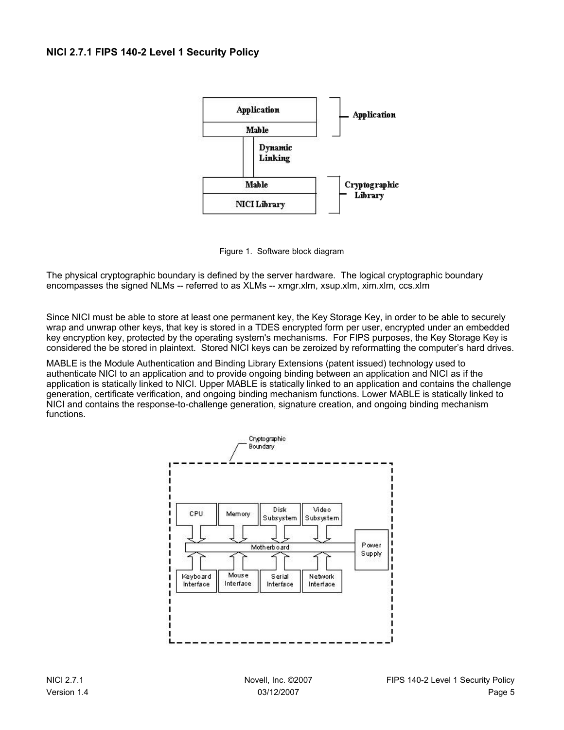NICI 2.7.1 FIPS 140-2 Level 1 Security Policy

Application

Mable

Dynamic Linking

Mable

NICI Library

Application

Cryptographic Library

Figure 1. Software block diagram

The physical cryptographic boundary is defined by the server hardware. The logical cryptographic boundary encompasses the signed NLMs -- referred to as XLMs -- xmgr.xlm, xsup.xlm, xim.xlm, ccs.xlm

Since NICI must be able to store at least one permanent key, the Key Storage Key, in order to be able to securely wrap and unwrap other keys, that key is stored in a TDES encrypted form per user, encrypted under an embedded key encryption key, protected by the operating system's mechanisms. For FIPS purposes, the Key Storage Key is considered the be stored in plaintext. Stored NICI keys can be zeroized by reformatting the computer's hard drives.

MABLE is the Module Authentication and Binding Library Extensions (patent issued) technology used to authenticate NICI to an application and to provide ongoing binding between an application and NICI as if the application is statically linked to NICI. Upper MABLE is statically linked to an application and contains the challenge generation, certificate verification, and ongoing binding mechanism functions. Lower MABLE is statically linked to NICI and contains the response-to-challenge generation, signature creation, and ongoing binding mechanism functions.

Cryptographic Boundary

CPU

Memory

Disk Subsystem

Video Subsystem

Motherboard

Power Supply

Keyboard Interface

Mouse Interface

Serial Interface

Network Interface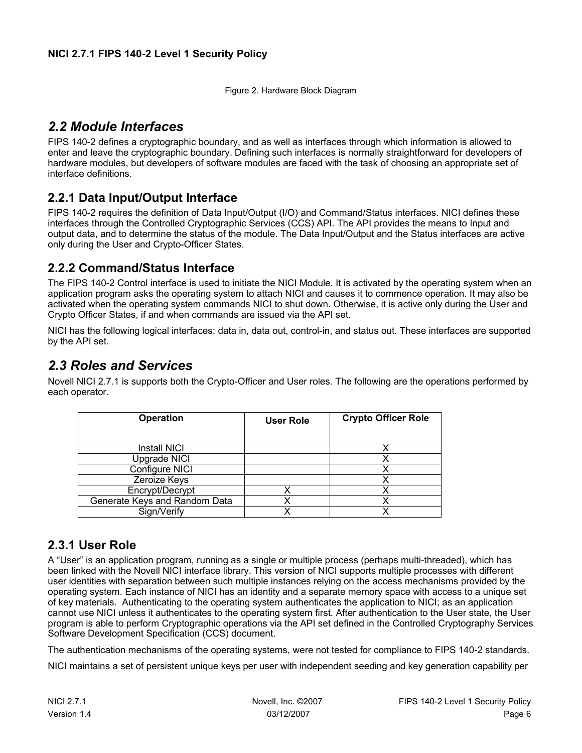Figure 2. Hardware Block Diagram

## *2.2 Module Interfaces*

FIPS 140-2 defines a cryptographic boundary, and as well as interfaces through which information is allowed to enter and leave the cryptographic boundary. Defining such interfaces is normally straightforward for developers of hardware modules, but developers of software modules are faced with the task of choosing an appropriate set of interface definitions.

### 2.2.1 Data Input/Output Interface

FIPS 140-2 requires the definition of Data Input/Output (I/O) and Command/Status interfaces. NICI defines these interfaces through the Controlled Cryptographic Services (CCS) API. The API provides the means to Input and output data, and to determine the status of the module. The Data Input/Output and the Status interfaces are active only during the User and Crypto-Officer States.

### 2.2.2 Command/Status Interface

The FIPS 140-2 Control interface is used to initiate the NICI Module. It is activated by the operating system when an application program asks the operating system to attach NICI and causes it to commence operation. It may also be activated when the operating system commands NICI to shut down. Otherwise, it is active only during the User and Crypto Officer States, if and when commands are issued via the API set.

NICI has the following logical interfaces: data in, data out, control-in, and status out. These interfaces are supported by the API set.

## *2.3 Roles and Services*

Novell NICI 2.7.1 is supports both the Crypto-Officer and User roles. The following are the operations performed by each operator.

| Operation | User Role | Crypto Officer Role |
|---|---|---|
| Install NICI | | X |
| Upgrade NICI | | X |
| Configure NICI | | X |
| Zeroize Keys | | X |
| Encrypt/Decrypt | X | X |
| Generate Keys and Random Data | X | X |
| Sign/Verify | X | X |

### 2.3.1 User Role

A "User" is an application program, running as a single or multiple process (perhaps multi-threaded), which has been linked with the Novell NICI interface library. This version of NICI supports multiple processes with different user identities with separation between such multiple instances relying on the access mechanisms provided by the operating system. Each instance of NICI has an identity and a separate memory space with access to a unique set of key materials. Authenticating to the operating system authenticates the application to NICI; as an application cannot use NICI unless it authenticates to the operating system first. After authentication to the User state, the User program is able to perform Cryptographic operations via the API set defined in the Controlled Cryptography Services Software Development Specification (CCS) document.

The authentication mechanisms of the operating systems, were not tested for compliance to FIPS 140-2 standards.

NICI maintains a set of persistent unique keys per user with independent seeding and key generation capability per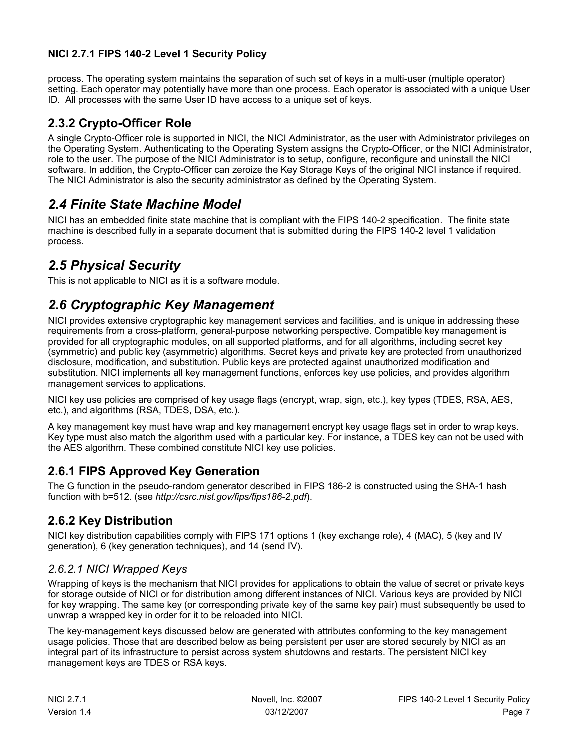process. The operating system maintains the separation of such set of keys in a multi-user (multiple operator) setting. Each operator may potentially have more than one process. Each operator is associated with a unique User ID. All processes with the same User ID have access to a unique set of keys.

### 2.3.2 Crypto-Officer Role

A single Crypto-Officer role is supported in NICI, the NICI Administrator, as the user with Administrator privileges on the Operating System. Authenticating to the Operating System assigns the Crypto-Officer, or the NICI Administrator, role to the user. The purpose of the NICI Administrator is to setup, configure, reconfigure and uninstall the NICI software. In addition, the Crypto-Officer can zeroize the Key Storage Keys of the original NICI instance if required. The NICI Administrator is also the security administrator as defined by the Operating System.

## *2.4 Finite State Machine Model*

NICI has an embedded finite state machine that is compliant with the FIPS 140-2 specification. The finite state machine is described fully in a separate document that is submitted during the FIPS 140-2 level 1 validation process.

## *2.5 Physical Security*

This is not applicable to NICI as it is a software module.

## *2.6 Cryptographic Key Management*

NICI provides extensive cryptographic key management services and facilities, and is unique in addressing these requirements from a cross-platform, general-purpose networking perspective. Compatible key management is provided for all cryptographic modules, on all supported platforms, and for all algorithms, including secret key (symmetric) and public key (asymmetric) algorithms. Secret keys and private key are protected from unauthorized disclosure, modification, and substitution. Public keys are protected against unauthorized modification and substitution. NICI implements all key management functions, enforces key use policies, and provides algorithm management services to applications.

NICI key use policies are comprised of key usage flags (encrypt, wrap, sign, etc.), key types (TDES, RSA, AES, etc.), and algorithms (RSA, TDES, DSA, etc.).

A key management key must have wrap and key management encrypt key usage flags set in order to wrap keys. Key type must also match the algorithm used with a particular key. For instance, a TDES key can not be used with the AES algorithm. These combined constitute NICI key use policies.

### 2.6.1 FIPS Approved Key Generation

The G function in the pseudo-random generator described in FIPS 186-2 is constructed using the SHA-1 hash function with b=512. (see *http://csrc.nist.gov/fips/fips186-2.pdf*).

### 2.6.2 Key Distribution

NICI key distribution capabilities comply with FIPS 171 options 1 (key exchange role), 4 (MAC), 5 (key and IV generation), 6 (key generation techniques), and 14 (send IV).

#### *2.6.2.1 NICI Wrapped Keys*

Wrapping of keys is the mechanism that NICI provides for applications to obtain the value of secret or private keys for storage outside of NICI or for distribution among different instances of NICI. Various keys are provided by NICI for key wrapping. The same key (or corresponding private key of the same key pair) must subsequently be used to unwrap a wrapped key in order for it to be reloaded into NICI.

The key-management keys discussed below are generated with attributes conforming to the key management usage policies. Those that are described below as being persistent per user are stored securely by NICI as an integral part of its infrastructure to persist across system shutdowns and restarts. The persistent NICI key management keys are TDES or RSA keys.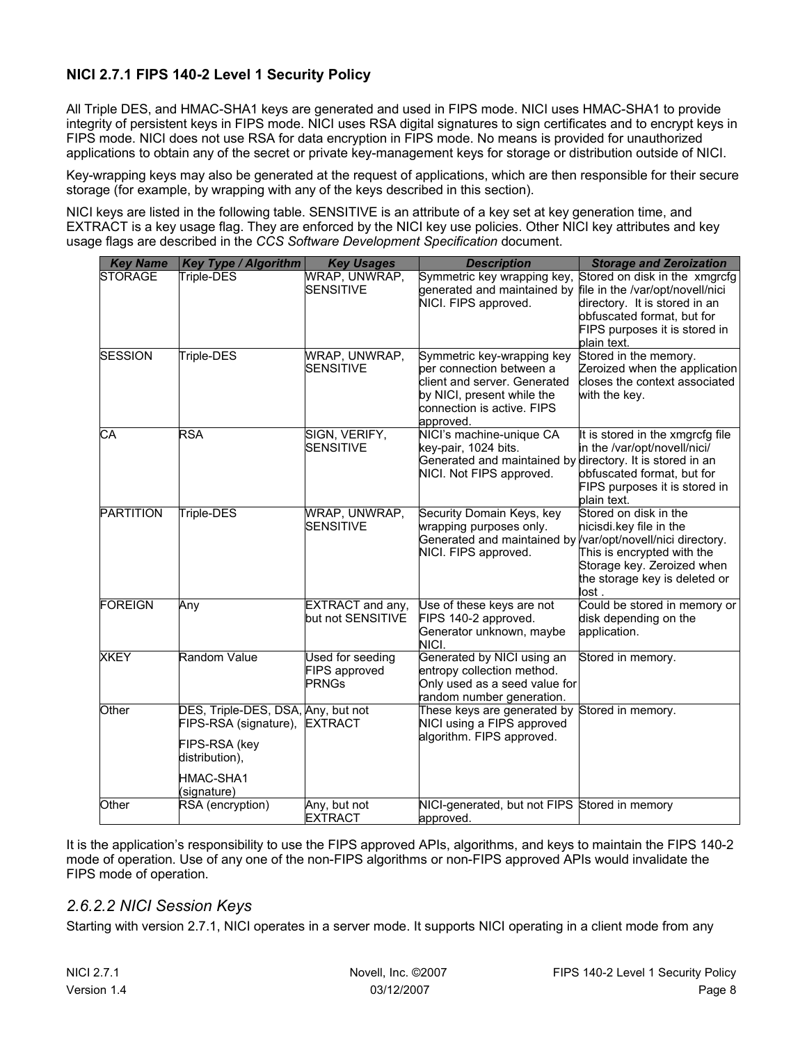All Triple DES, and HMAC-SHA1 keys are generated and used in FIPS mode. NICI uses HMAC-SHA1 to provide integrity of persistent keys in FIPS mode. NICI uses RSA digital signatures to sign certificates and to encrypt keys in FIPS mode. NICI does not use RSA for data encryption in FIPS mode. No means is provided for unauthorized applications to obtain any of the secret or private key-management keys for storage or distribution outside of NICI.

Key-wrapping keys may also be generated at the request of applications, which are then responsible for their secure storage (for example, by wrapping with any of the keys described in this section).

NICI keys are listed in the following table. SENSITIVE is an attribute of a key set at key generation time, and EXTRACT is a key usage flag. They are enforced by the NICI key use policies. Other NICI key attributes and key usage flags are described in the *CCS Software Development Specification* document.

| Key Name | Key Type / Algorithm | Key Usages | Description | Storage and Zeroization |
|---|---|---|---|---|
| STORAGE | Triple-DES | WRAP, UNWRAP, SENSITIVE | Symmetric key wrapping key, generated and maintained by NICI. FIPS approved. | Stored on disk in the xmgrcfg file in the /var/opt/novell/nici directory. It is stored in an obfuscated format, but for FIPS purposes it is stored in plain text. |
| SESSION | Triple-DES | WRAP, UNWRAP, SENSITIVE | Symmetric key-wrapping key per connection between a client and server. Generated by NICI, present while the connection is active. FIPS approved. | Stored in the memory. Zeroized when the application closes the context associated with the key. |
| CA | RSA | SIGN, VERIFY, SENSITIVE | NICI's machine-unique CA key-pair, 1024 bits. Generated and maintained by NICI. Not FIPS approved. | It is stored in the xmgrcfg file in the /var/opt/novell/nici/ directory. It is stored in an obfuscated format, but for FIPS purposes it is stored in plain text. |
| PARTITION | Triple-DES | WRAP, UNWRAP, SENSITIVE | Security Domain Keys, key wrapping purposes only. Generated and maintained by NICI. FIPS approved. | Stored on disk in the nicisdi.key file in the /var/opt/novell/nici directory. This is encrypted with the Storage key. Zeroized when the storage key is deleted or lost . |
| FOREIGN | Any | EXTRACT and any, but not SENSITIVE | Use of these keys are not FIPS 140-2 approved. Generator unknown, maybe NICI. | Could be stored in memory or disk depending on the application. |
| XKEY | Random Value | Used for seeding FIPS approved PRNGs | Generated by NICI using an entropy collection method. Only used as a seed value for random number generation. | Stored in memory. |
| Other | DES, Triple-DES, DSA, FIPS-RSA (signature), FIPS-RSA (key distribution), HMAC-SHA1 (signature) | Any, but not EXTRACT | These keys are generated by NICI using a FIPS approved algorithm. FIPS approved. | Stored in memory. |
| Other | RSA (encryption) | Any, but not EXTRACT | NICI-generated, but not FIPS approved. | Stored in memory |

It is the application's responsibility to use the FIPS approved APIs, algorithms, and keys to maintain the FIPS 140-2 mode of operation. Use of any one of the non-FIPS algorithms or non-FIPS approved APIs would invalidate the FIPS mode of operation.

### *2.6.2.2 NICI Session Keys*

Starting with version 2.7.1, NICI operates in a server mode. It supports NICI operating in a client mode from any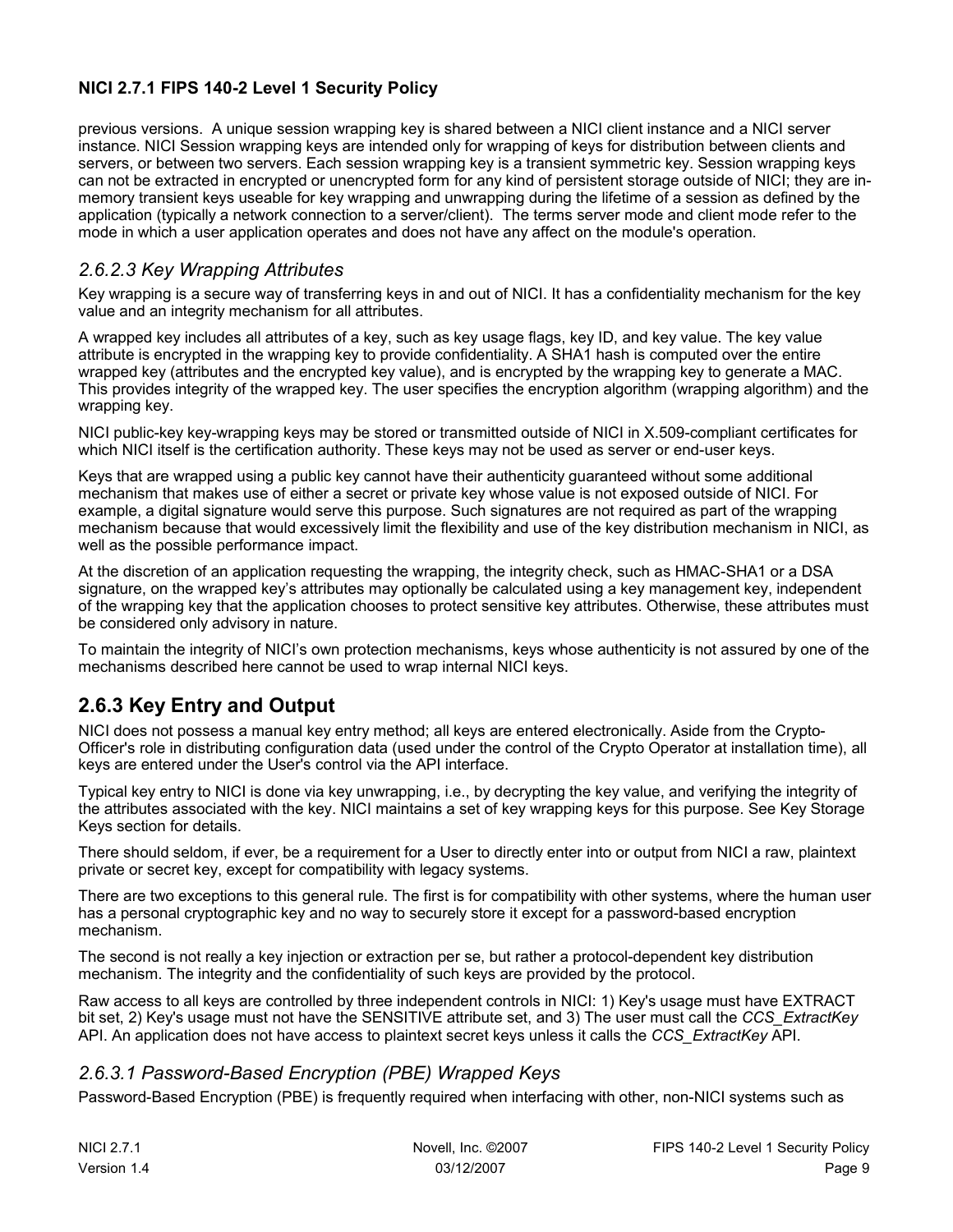previous versions. A unique session wrapping key is shared between a NICI client instance and a NICI server instance. NICI Session wrapping keys are intended only for wrapping of keys for distribution between clients and servers, or between two servers. Each session wrapping key is a transient symmetric key. Session wrapping keys can not be extracted in encrypted or unencrypted form for any kind of persistent storage outside of NICI; they are in-memory transient keys useable for key wrapping and unwrapping during the lifetime of a session as defined by the application (typically a network connection to a server/client). The terms server mode and client mode refer to the mode in which a user application operates and does not have any affect on the module's operation.

### *2.6.2.3 Key Wrapping Attributes*

Key wrapping is a secure way of transferring keys in and out of NICI. It has a confidentiality mechanism for the key value and an integrity mechanism for all attributes.

A wrapped key includes all attributes of a key, such as key usage flags, key ID, and key value. The key value attribute is encrypted in the wrapping key to provide confidentiality. A SHA1 hash is computed over the entire wrapped key (attributes and the encrypted key value), and is encrypted by the wrapping key to generate a MAC. This provides integrity of the wrapped key. The user specifies the encryption algorithm (wrapping algorithm) and the wrapping key.

NICI public-key key-wrapping keys may be stored or transmitted outside of NICI in X.509-compliant certificates for which NICI itself is the certification authority. These keys may not be used as server or end-user keys.

Keys that are wrapped using a public key cannot have their authenticity guaranteed without some additional mechanism that makes use of either a secret or private key whose value is not exposed outside of NICI. For example, a digital signature would serve this purpose. Such signatures are not required as part of the wrapping mechanism because that would excessively limit the flexibility and use of the key distribution mechanism in NICI, as well as the possible performance impact.

At the discretion of an application requesting the wrapping, the integrity check, such as HMAC-SHA1 or a DSA signature, on the wrapped key's attributes may optionally be calculated using a key management key, independent of the wrapping key that the application chooses to protect sensitive key attributes. Otherwise, these attributes must be considered only advisory in nature.

To maintain the integrity of NICI's own protection mechanisms, keys whose authenticity is not assured by one of the mechanisms described here cannot be used to wrap internal NICI keys.

## 2.6.3 Key Entry and Output

NICI does not possess a manual key entry method; all keys are entered electronically. Aside from the Crypto-Officer's role in distributing configuration data (used under the control of the Crypto Operator at installation time), all keys are entered under the User's control via the API interface.

Typical key entry to NICI is done via key unwrapping, i.e., by decrypting the key value, and verifying the integrity of the attributes associated with the key. NICI maintains a set of key wrapping keys for this purpose. See Key Storage Keys section for details.

There should seldom, if ever, be a requirement for a User to directly enter into or output from NICI a raw, plaintext private or secret key, except for compatibility with legacy systems.

There are two exceptions to this general rule. The first is for compatibility with other systems, where the human user has a personal cryptographic key and no way to securely store it except for a password-based encryption mechanism.

The second is not really a key injection or extraction per se, but rather a protocol-dependent key distribution mechanism. The integrity and the confidentiality of such keys are provided by the protocol.

Raw access to all keys are controlled by three independent controls in NICI: 1) Key's usage must have EXTRACT bit set, 2) Key's usage must not have the SENSITIVE attribute set, and 3) The user must call the *CCS_ExtractKey* API. An application does not have access to plaintext secret keys unless it calls the *CCS_ExtractKey* API.

### *2.6.3.1 Password-Based Encryption (PBE) Wrapped Keys*

Password-Based Encryption (PBE) is frequently required when interfacing with other, non-NICI systems such as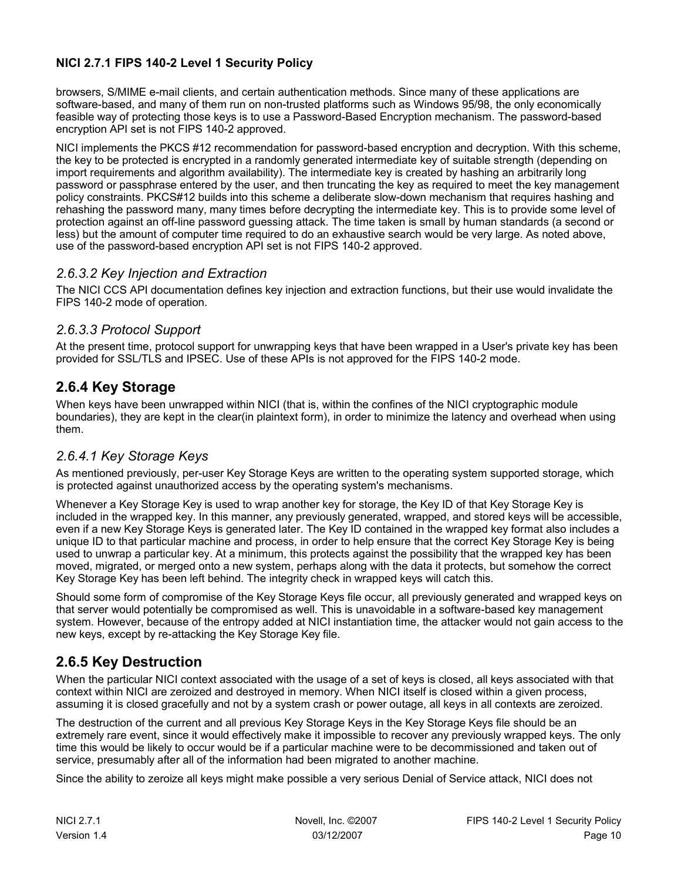browsers, S/MIME e-mail clients, and certain authentication methods. Since many of these applications are software-based, and many of them run on non-trusted platforms such as Windows 95/98, the only economically feasible way of protecting those keys is to use a Password-Based Encryption mechanism. The password-based encryption API set is not FIPS 140-2 approved.

NICI implements the PKCS #12 recommendation for password-based encryption and decryption. With this scheme, the key to be protected is encrypted in a randomly generated intermediate key of suitable strength (depending on import requirements and algorithm availability). The intermediate key is created by hashing an arbitrarily long password or passphrase entered by the user, and then truncating the key as required to meet the key management policy constraints. PKCS#12 builds into this scheme a deliberate slow-down mechanism that requires hashing and rehashing the password many, many times before decrypting the intermediate key. This is to provide some level of protection against an off-line password guessing attack. The time taken is small by human standards (a second or less) but the amount of computer time required to do an exhaustive search would be very large. As noted above, use of the password-based encryption API set is not FIPS 140-2 approved.

#### *2.6.3.2 Key Injection and Extraction*

The NICI CCS API documentation defines key injection and extraction functions, but their use would invalidate the FIPS 140-2 mode of operation.

#### *2.6.3.3 Protocol Support*

At the present time, protocol support for unwrapping keys that have been wrapped in a User's private key has been provided for SSL/TLS and IPSEC. Use of these APIs is not approved for the FIPS 140-2 mode.

### 2.6.4 Key Storage

When keys have been unwrapped within NICI (that is, within the confines of the NICI cryptographic module boundaries), they are kept in the clear(in plaintext form), in order to minimize the latency and overhead when using them.

#### *2.6.4.1 Key Storage Keys*

As mentioned previously, per-user Key Storage Keys are written to the operating system supported storage, which is protected against unauthorized access by the operating system's mechanisms.

Whenever a Key Storage Key is used to wrap another key for storage, the Key ID of that Key Storage Key is included in the wrapped key. In this manner, any previously generated, wrapped, and stored keys will be accessible, even if a new Key Storage Keys is generated later. The Key ID contained in the wrapped key format also includes a unique ID to that particular machine and process, in order to help ensure that the correct Key Storage Key is being used to unwrap a particular key. At a minimum, this protects against the possibility that the wrapped key has been moved, migrated, or merged onto a new system, perhaps along with the data it protects, but somehow the correct Key Storage Key has been left behind. The integrity check in wrapped keys will catch this.

Should some form of compromise of the Key Storage Keys file occur, all previously generated and wrapped keys on that server would potentially be compromised as well. This is unavoidable in a software-based key management system. However, because of the entropy added at NICI instantiation time, the attacker would not gain access to the new keys, except by re-attacking the Key Storage Key file.

### 2.6.5 Key Destruction

When the particular NICI context associated with the usage of a set of keys is closed, all keys associated with that context within NICI are zeroized and destroyed in memory. When NICI itself is closed within a given process, assuming it is closed gracefully and not by a system crash or power outage, all keys in all contexts are zeroized.

The destruction of the current and all previous Key Storage Keys in the Key Storage Keys file should be an extremely rare event, since it would effectively make it impossible to recover any previously wrapped keys. The only time this would be likely to occur would be if a particular machine were to be decommissioned and taken out of service, presumably after all of the information had been migrated to another machine.

Since the ability to zeroize all keys might make possible a very serious Denial of Service attack, NICI does not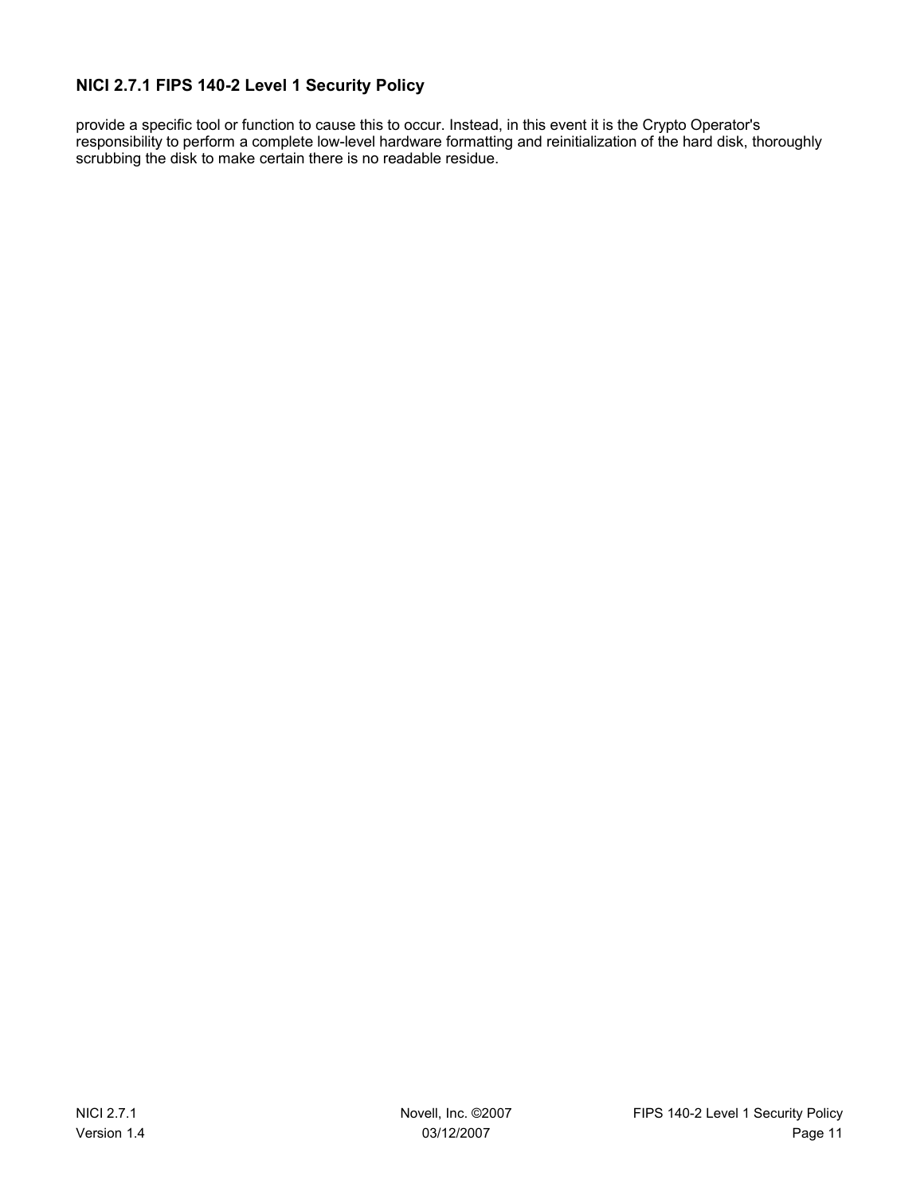provide a specific tool or function to cause this to occur. Instead, in this event it is the Crypto Operator's responsibility to perform a complete low-level hardware formatting and reinitialization of the hard disk, thoroughly scrubbing the disk to make certain there is no readable residue.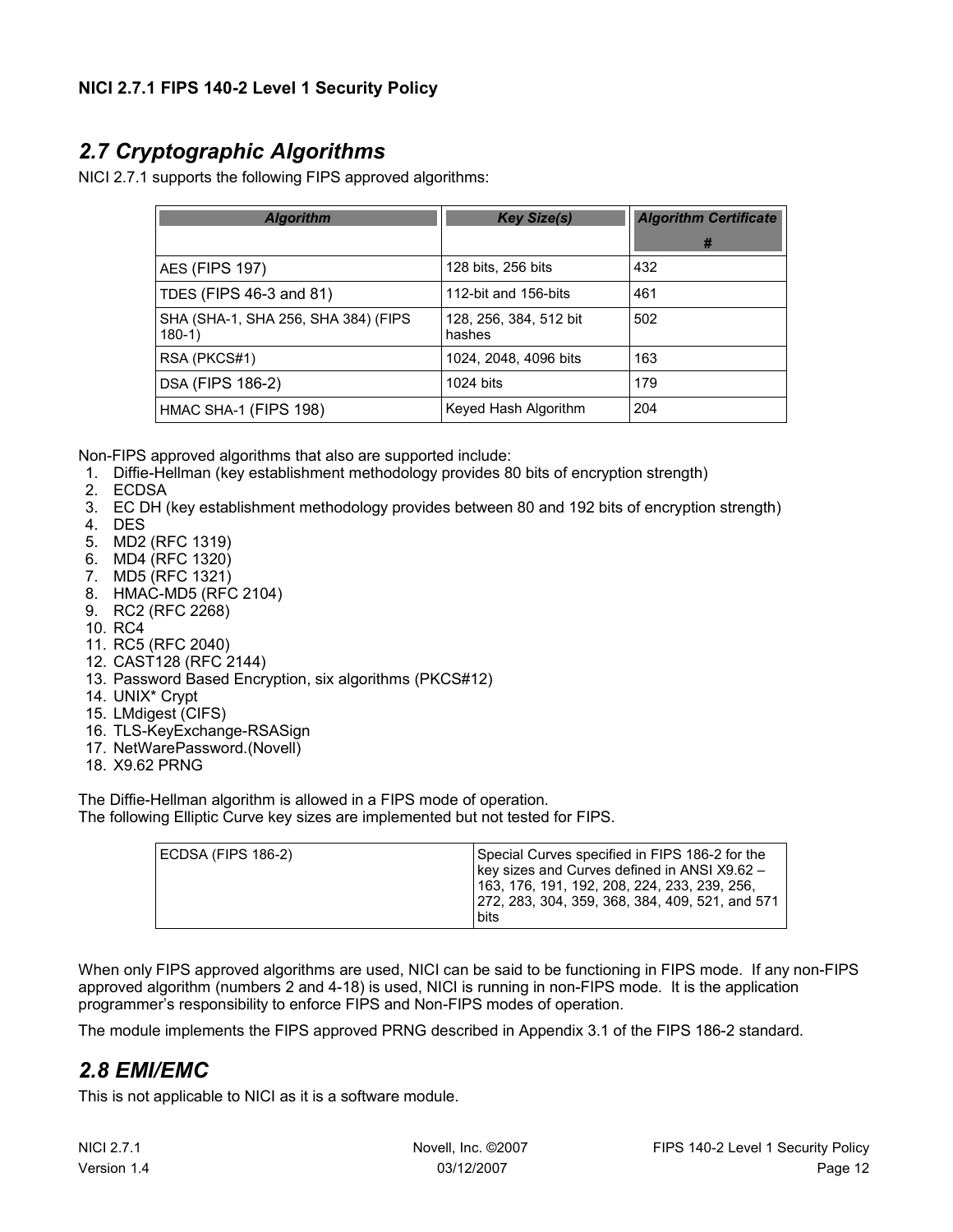## 2.7 Cryptographic Algorithms

NICI 2.7.1 supports the following FIPS approved algorithms:

| Algorithm | Key Size(s) | Algorithm Certificate # |
|---|---|---|
| AES (FIPS 197) | 128 bits, 256 bits | 432 |
| TDES (FIPS 46-3 and 81) | 112-bit and 156-bits | 461 |
| SHA (SHA-1, SHA 256, SHA 384) (FIPS 180-1) | 128, 256, 384, 512 bit hashes | 502 |
| RSA (PKCS#1) | 1024, 2048, 4096 bits | 163 |
| DSA (FIPS 186-2) | 1024 bits | 179 |
| HMAC SHA-1 (FIPS 198) | Keyed Hash Algorithm | 204 |

Non-FIPS approved algorithms that also are supported include:

1. Diffie-Hellman (key establishment methodology provides 80 bits of encryption strength)
2. ECDSA
3. EC DH (key establishment methodology provides between 80 and 192 bits of encryption strength)
4. DES
5. MD2 (RFC 1319)
6. MD4 (RFC 1320)
7. MD5 (RFC 1321)
8. HMAC-MD5 (RFC 2104)
9. RC2 (RFC 2268)
10. RC4
11. RC5 (RFC 2040)
12. CAST128 (RFC 2144)
13. Password Based Encryption, six algorithms (PKCS#12)
14. UNIX* Crypt
15. LMdigest (CIFS)
16. TLS-KeyExchange-RSASign
17. NetWarePassword.(Novell)
18. X9.62 PRNG

The Diffie-Hellman algorithm is allowed in a FIPS mode of operation.
The following Elliptic Curve key sizes are implemented but not tested for FIPS.

| | |
|---|---|
| ECDSA (FIPS 186-2) | Special Curves specified in FIPS 186-2 for the key sizes and Curves defined in ANSI X9.62 – 163, 176, 191, 192, 208, 224, 233, 239, 256, 272, 283, 304, 359, 368, 384, 409, 521, and 571 bits |

When only FIPS approved algorithms are used, NICI can be said to be functioning in FIPS mode. If any non-FIPS approved algorithm (numbers 2 and 4-18) is used, NICI is running in non-FIPS mode. It is the application programmer's responsibility to enforce FIPS and Non-FIPS modes of operation.

The module implements the FIPS approved PRNG described in Appendix 3.1 of the FIPS 186-2 standard.

## 2.8 EMI/EMC

This is not applicable to NICI as it is a software module.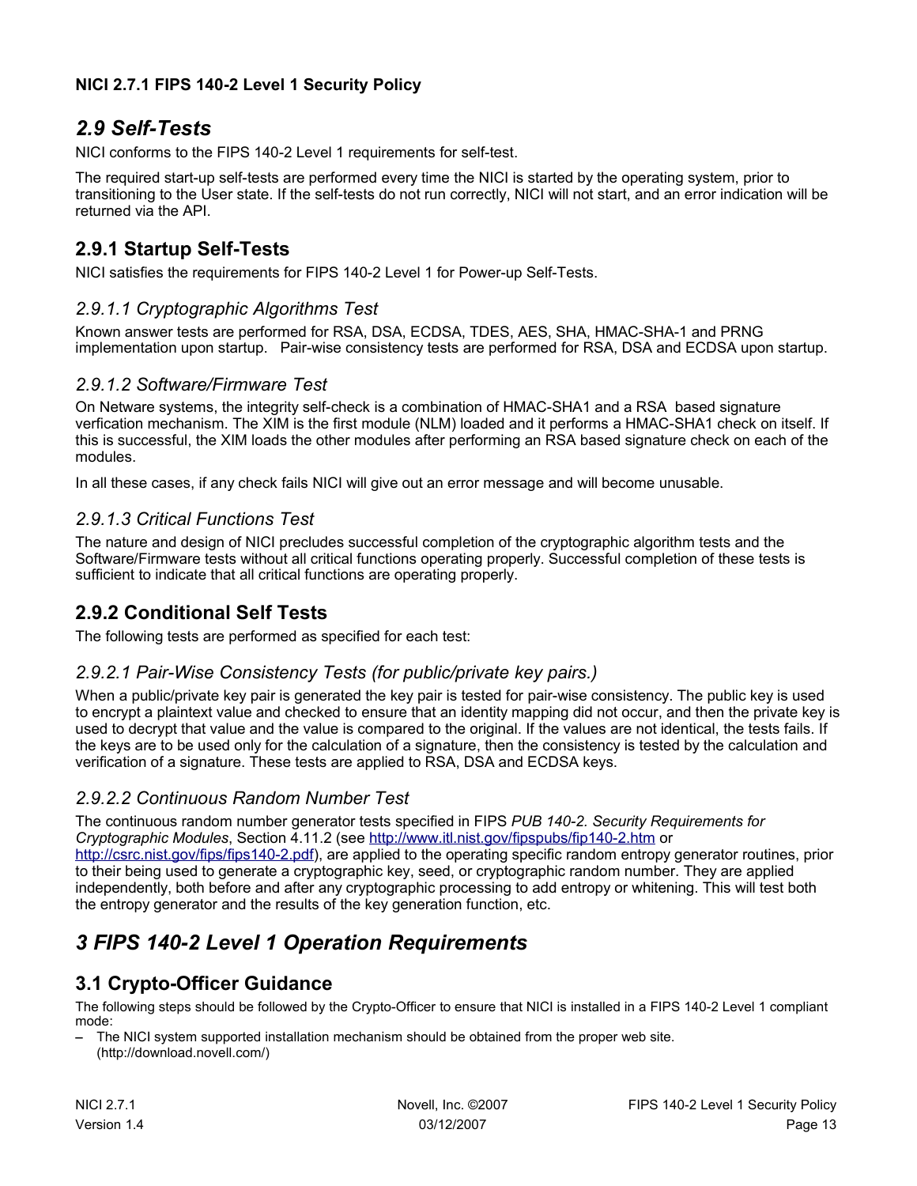## 2.9 Self-Tests

NICI conforms to the FIPS 140-2 Level 1 requirements for self-test.

The required start-up self-tests are performed every time the NICI is started by the operating system, prior to transitioning to the User state. If the self-tests do not run correctly, NICI will not start, and an error indication will be returned via the API.

### 2.9.1 Startup Self-Tests

NICI satisfies the requirements for FIPS 140-2 Level 1 for Power-up Self-Tests.

#### *2.9.1.1 Cryptographic Algorithms Test*

Known answer tests are performed for RSA, DSA, ECDSA, TDES, AES, SHA, HMAC-SHA-1 and PRNG implementation upon startup. Pair-wise consistency tests are performed for RSA, DSA and ECDSA upon startup.

#### *2.9.1.2 Software/Firmware Test*

On Netware systems, the integrity self-check is a combination of HMAC-SHA1 and a RSA based signature verfication mechanism. The XIM is the first module (NLM) loaded and it performs a HMAC-SHA1 check on itself. If this is successful, the XIM loads the other modules after performing an RSA based signature check on each of the modules.

In all these cases, if any check fails NICI will give out an error message and will become unusable.

#### *2.9.1.3 Critical Functions Test*

The nature and design of NICI precludes successful completion of the cryptographic algorithm tests and the Software/Firmware tests without all critical functions operating properly. Successful completion of these tests is sufficient to indicate that all critical functions are operating properly.

### 2.9.2 Conditional Self Tests

The following tests are performed as specified for each test:

#### *2.9.2.1 Pair-Wise Consistency Tests (for public/private key pairs.)*

When a public/private key pair is generated the key pair is tested for pair-wise consistency. The public key is used to encrypt a plaintext value and checked to ensure that an identity mapping did not occur, and then the private key is used to decrypt that value and the value is compared to the original. If the values are not identical, the tests fails. If the keys are to be used only for the calculation of a signature, then the consistency is tested by the calculation and verification of a signature. These tests are applied to RSA, DSA and ECDSA keys.

#### *2.9.2.2 Continuous Random Number Test*

The continuous random number generator tests specified in FIPS *PUB 140-2. Security Requirements for Cryptographic Modules*, Section 4.11.2 (see http://www.itl.nist.gov/fipspubs/fip140-2.htm or http://csrc.nist.gov/fips/fips140-2.pdf), are applied to the operating specific random entropy generator routines, prior to their being used to generate a cryptographic key, seed, or cryptographic random number. They are applied independently, both before and after any cryptographic processing to add entropy or whitening. This will test both the entropy generator and the results of the key generation function, etc.

# *3 FIPS 140-2 Level 1 Operation Requirements*

## 3.1 Crypto-Officer Guidance

The following steps should be followed by the Crypto-Officer to ensure that NICI is installed in a FIPS 140-2 Level 1 compliant mode:

- The NICI system supported installation mechanism should be obtained from the proper web site. (http://download.novell.com/)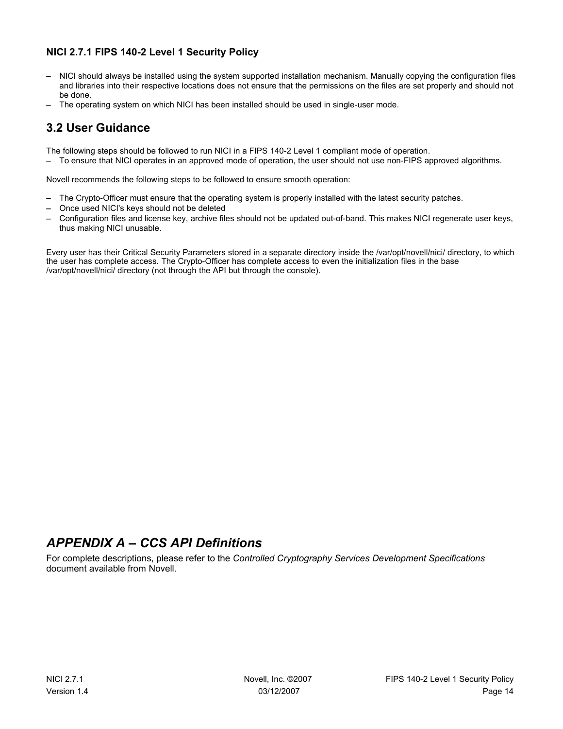- NICI should always be installed using the system supported installation mechanism. Manually copying the configuration files and libraries into their respective locations does not ensure that the permissions on the files are set properly and should not be done.
- The operating system on which NICI has been installed should be used in single-user mode.

## 3.2 User Guidance

The following steps should be followed to run NICI in a FIPS 140-2 Level 1 compliant mode of operation.

- To ensure that NICI operates in an approved mode of operation, the user should not use non-FIPS approved algorithms.

Novell recommends the following steps to be followed to ensure smooth operation:

- The Crypto-Officer must ensure that the operating system is properly installed with the latest security patches.
- Once used NICI's keys should not be deleted
- Configuration files and license key, archive files should not be updated out-of-band. This makes NICI regenerate user keys, thus making NICI unusable.

Every user has their Critical Security Parameters stored in a separate directory inside the /var/opt/novell/nici/ directory, to which the user has complete access. The Crypto-Officer has complete access to even the initialization files in the base /var/opt/novell/nici/ directory (not through the API but through the console).

# *APPENDIX A – CCS API Definitions*

For complete descriptions, please refer to the *Controlled Cryptography Services Development Specifications* document available from Novell.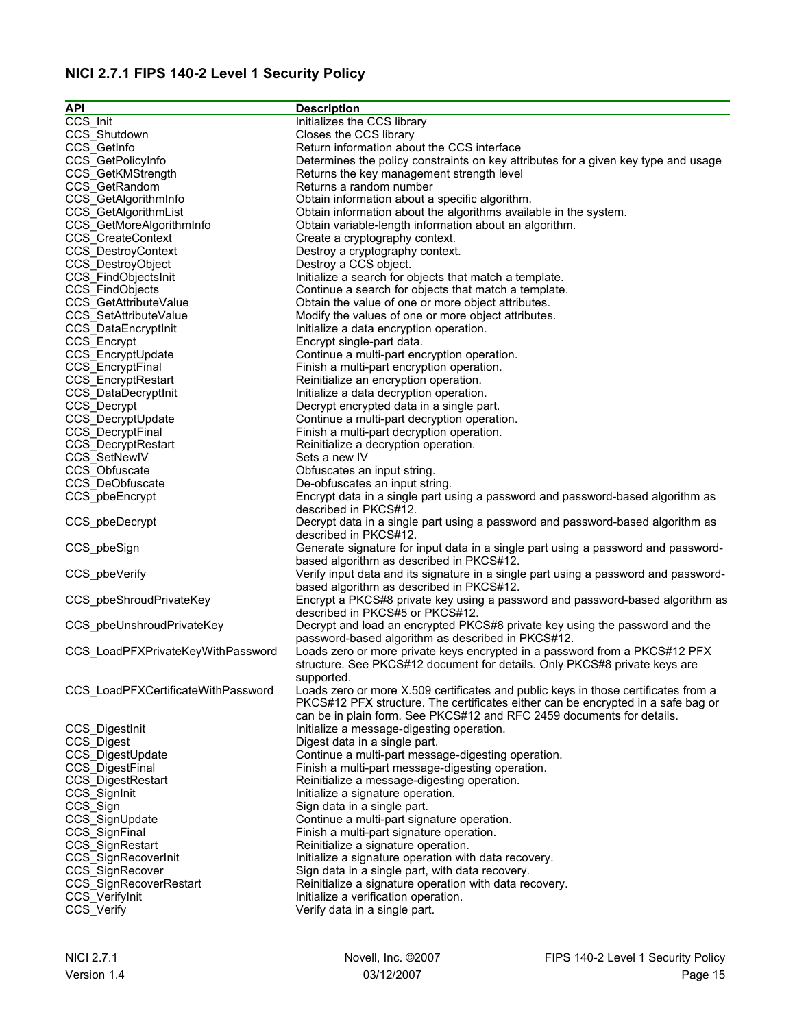| API | Description |
| --- | --- |
| CCS_Init | Initializes the CCS library |
| CCS_Shutdown | Closes the CCS library |
| CCS_GetInfo | Return information about the CCS interface |
| CCS_GetPolicyInfo | Determines the policy constraints on key attributes for a given key type and usage |
| CCS_GetKMStrength | Returns the key management strength level |
| CCS_GetRandom | Returns a random number |
| CCS_GetAlgorithmInfo | Obtain information about a specific algorithm. |
| CCS_GetAlgorithmList | Obtain information about the algorithms available in the system. |
| CCS_GetMoreAlgorithmInfo | Obtain variable-length information about an algorithm. |
| CCS_CreateContext | Create a cryptography context. |
| CCS_DestroyContext | Destroy a cryptography context. |
| CCS_DestroyObject | Destroy a CCS object. |
| CCS_FindObjectsInit | Initialize a search for objects that match a template. |
| CCS_FindObjects | Continue a search for objects that match a template. |
| CCS_GetAttributeValue | Obtain the value of one or more object attributes. |
| CCS_SetAttributeValue | Modify the values of one or more object attributes. |
| CCS_DataEncryptInit | Initialize a data encryption operation. |
| CCS_Encrypt | Encrypt single-part data. |
| CCS_EncryptUpdate | Continue a multi-part encryption operation. |
| CCS_EncryptFinal | Finish a multi-part encryption operation. |
| CCS_EncryptRestart | Reinitialize an encryption operation. |
| CCS_DataDecryptInit | Initialize a data decryption operation. |
| CCS_Decrypt | Decrypt encrypted data in a single part. |
| CCS_DecryptUpdate | Continue a multi-part decryption operation. |
| CCS_DecryptFinal | Finish a multi-part decryption operation. |
| CCS_DecryptRestart | Reinitialize a decryption operation. |
| CCS_SetNewIV | Sets a new IV |
| CCS_Obfuscate | Obfuscates an input string. |
| CCS_DeObfuscate | De-obfuscates an input string. |
| CCS_pbeEncrypt | Encrypt data in a single part using a password and password-based algorithm as described in PKCS#12. |
| CCS_pbeDecrypt | Decrypt data in a single part using a password and password-based algorithm as described in PKCS#12. |
| CCS_pbeSign | Generate signature for input data in a single part using a password and password-based algorithm as described in PKCS#12. |
| CCS_pbeVerify | Verify input data and its signature in a single part using a password and password-based algorithm as described in PKCS#12. |
| CCS_pbeShroudPrivateKey | Encrypt a PKCS#8 private key using a password and password-based algorithm as described in PKCS#5 or PKCS#12. |
| CCS_pbeUnshroudPrivateKey | Decrypt and load an encrypted PKCS#8 private key using the password and the password-based algorithm as described in PKCS#12. |
| CCS_LoadPFXPrivateKeyWithPassword | Loads zero or more private keys encrypted in a password from a PKCS#12 PFX structure. See PKCS#12 document for details. Only PKCS#8 private keys are supported. |
| CCS_LoadPFXCertificateWithPassword | Loads zero or more X.509 certificates and public keys in those certificates from a PKCS#12 PFX structure. The certificates either can be encrypted in a safe bag or can be in plain form. See PKCS#12 and RFC 2459 documents for details. |
| CCS_DigestInit | Initialize a message-digesting operation. |
| CCS_Digest | Digest data in a single part. |
| CCS_DigestUpdate | Continue a multi-part message-digesting operation. |
| CCS_DigestFinal | Finish a multi-part message-digesting operation. |
| CCS_DigestRestart | Reinitialize a message-digesting operation. |
| CCS_SignInit | Initialize a signature operation. |
| CCS_Sign | Sign data in a single part. |
| CCS_SignUpdate | Continue a multi-part signature operation. |
| CCS_SignFinal | Finish a multi-part signature operation. |
| CCS_SignRestart | Reinitialize a signature operation. |
| CCS_SignRecoverInit | Initialize a signature operation with data recovery. |
| CCS_SignRecover | Sign data in a single part, with data recovery. |
| CCS_SignRecoverRestart | Reinitialize a signature operation with data recovery. |
| CCS_VerifyInit | Initialize a verification operation. |
| CCS_Verify | Verify data in a single part. |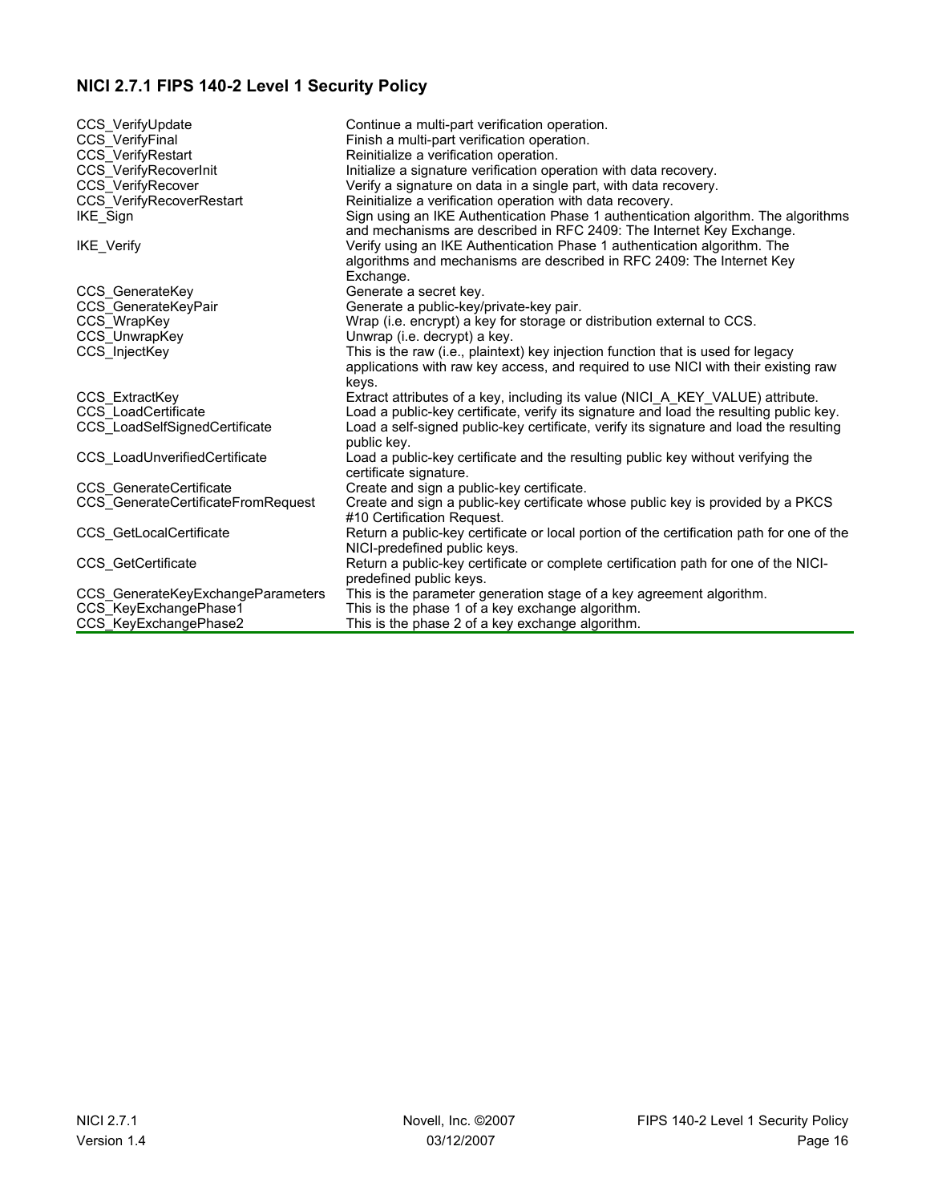| | |
|---|---|
| CCS_VerifyUpdate | Continue a multi-part verification operation. |
| CCS_VerifyFinal | Finish a multi-part verification operation. |
| CCS_VerifyRestart | Reinitialize a verification operation. |
| CCS_VerifyRecoverInit | Initialize a signature verification operation with data recovery. |
| CCS_VerifyRecover | Verify a signature on data in a single part, with data recovery. |
| CCS_VerifyRecoverRestart | Reinitialize a verification operation with data recovery. |
| IKE_Sign | Sign using an IKE Authentication Phase 1 authentication algorithm. The algorithms and mechanisms are described in RFC 2409: The Internet Key Exchange. |
| IKE_Verify | Verify using an IKE Authentication Phase 1 authentication algorithm. The algorithms and mechanisms are described in RFC 2409: The Internet Key Exchange. |
| CCS_GenerateKey | Generate a secret key. |
| CCS_GenerateKeyPair | Generate a public-key/private-key pair. |
| CCS_WrapKey | Wrap (i.e. encrypt) a key for storage or distribution external to CCS. |
| CCS_UnwrapKey | Unwrap (i.e. decrypt) a key. |
| CCS_InjectKey | This is the raw (i.e., plaintext) key injection function that is used for legacy applications with raw key access, and required to use NICI with their existing raw keys. |
| CCS_ExtractKey | Extract attributes of a key, including its value (NICI_A_KEY_VALUE) attribute. |
| CCS_LoadCertificate | Load a public-key certificate, verify its signature and load the resulting public key. |
| CCS_LoadSelfSignedCertificate | Load a self-signed public-key certificate, verify its signature and load the resulting public key. |
| CCS_LoadUnverifiedCertificate | Load a public-key certificate and the resulting public key without verifying the certificate signature. |
| CCS_GenerateCertificate | Create and sign a public-key certificate. |
| CCS_GenerateCertificateFromRequest | Create and sign a public-key certificate whose public key is provided by a PKCS #10 Certification Request. |
| CCS_GetLocalCertificate | Return a public-key certificate or local portion of the certification path for one of the NICI-predefined public keys. |
| CCS_GetCertificate | Return a public-key certificate or complete certification path for one of the NICI-predefined public keys. |
| CCS_GenerateKeyExchangeParameters | This is the parameter generation stage of a key agreement algorithm. |
| CCS_KeyExchangePhase1 | This is the phase 1 of a key exchange algorithm. |
| CCS_KeyExchangePhase2 | This is the phase 2 of a key exchange algorithm. |